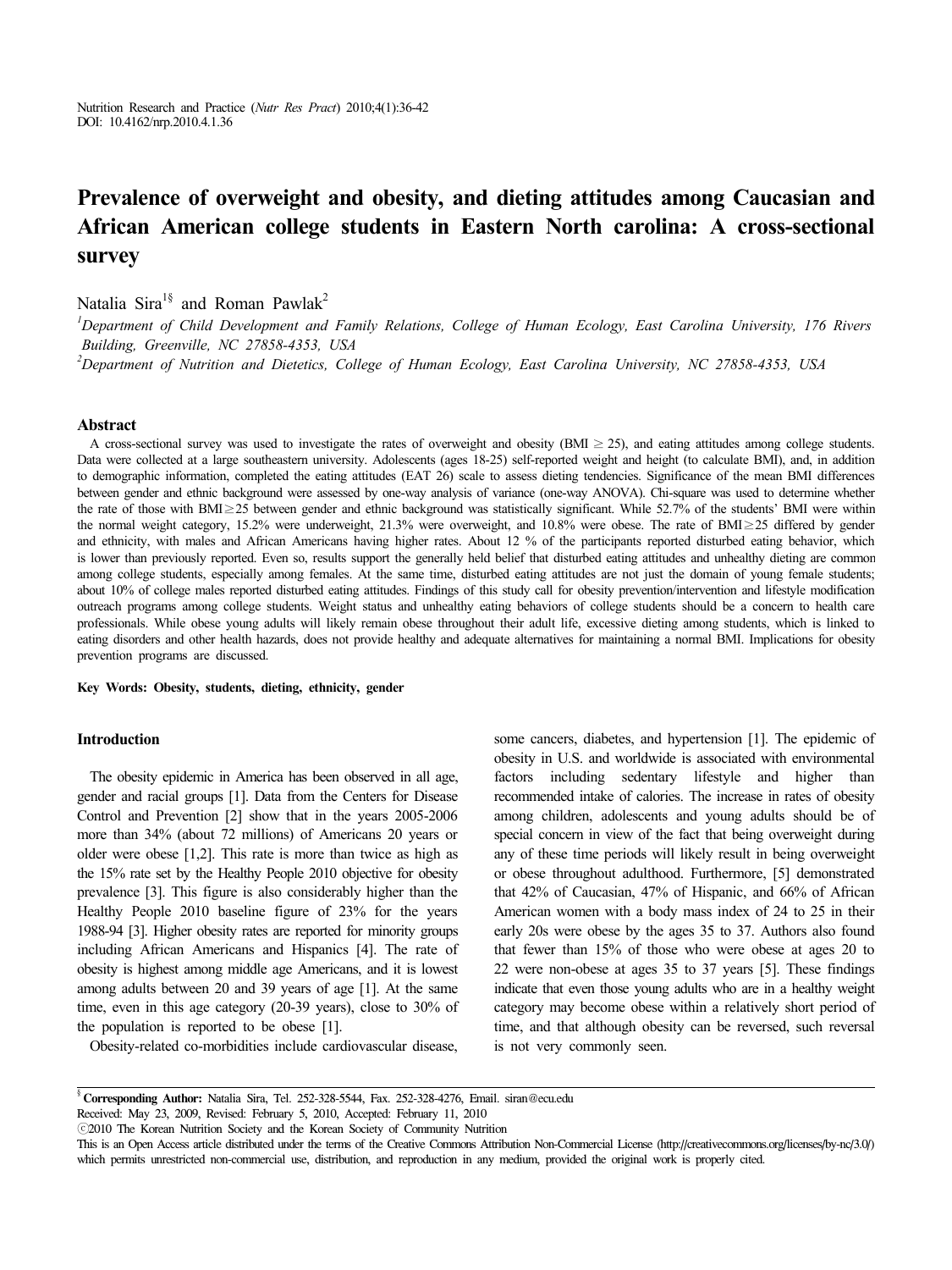# Prevalence of overweight and obesity, and dieting attitudes among Caucasian and African American college students in Eastern North carolina: A cross-sectional survey

Natalia Sira[1§] and Roman Pawlak[2]

[1]*Department of Child Development and Family Relations, College of Human Ecology, East Carolina University, 176 Rivers Building, Greenville, NC 27858-4353, USA*

[2]*Department of Nutrition and Dietetics, College of Human Ecology, East Carolina University, NC 27858-4353, USA*

## Abstract

A cross-sectional survey was used to investigate the rates of overweight and obesity (BMI $\geq$ 25), and eating attitudes among college students. Data were collected at a large southeastern university. Adolescents (ages 18-25) self-reported weight and height (to calculate BMI), and, in addition to demographic information, completed the eating attitudes (EAT 26) scale to assess dieting tendencies. Significance of the mean BMI differences between gender and ethnic background were assessed by one-way analysis of variance (one-way ANOVA). Chi-square was used to determine whether the rate of those with BMI$\geq$25 between gender and ethnic background was statistically significant. While 52.7% of the students' BMI were within the normal weight category, 15.2% were underweight, 21.3% were overweight, and 10.8% were obese. The rate of BMI$\geq$25 differed by gender and ethnicity, with males and African Americans having higher rates. About 12 % of the participants reported disturbed eating behavior, which is lower than previously reported. Even so, results support the generally held belief that disturbed eating attitudes and unhealthy dieting are common among college students, especially among females. At the same time, disturbed eating attitudes are not just the domain of young female students; about 10% of college males reported disturbed eating attitudes. Findings of this study call for obesity prevention/intervention and lifestyle modification outreach programs among college students. Weight status and unhealthy eating behaviors of college students should be a concern to health care professionals. While obese young adults will likely remain obese throughout their adult life, excessive dieting among students, which is linked to eating disorders and other health hazards, does not provide healthy and adequate alternatives for maintaining a normal BMI. Implications for obesity prevention programs are discussed.

**Key Words: Obesity, students, dieting, ethnicity, gender**

## Introduction

The obesity epidemic in America has been observed in all age, gender and racial groups [1]. Data from the Centers for Disease Control and Prevention [2] show that in the years 2005-2006 more than 34% (about 72 millions) of Americans 20 years or older were obese [1,2]. This rate is more than twice as high as the 15% rate set by the Healthy People 2010 objective for obesity prevalence [3]. This figure is also considerably higher than the Healthy People 2010 baseline figure of 23% for the years 1988-94 [3]. Higher obesity rates are reported for minority groups including African Americans and Hispanics [4]. The rate of obesity is highest among middle age Americans, and it is lowest among adults between 20 and 39 years of age [1]. At the same time, even in this age category (20-39 years), close to 30% of the population is reported to be obese [1].

Obesity-related co-morbidities include cardiovascular disease, some cancers, diabetes, and hypertension [1]. The epidemic of obesity in U.S. and worldwide is associated with environmental factors including sedentary lifestyle and higher than recommended intake of calories. The increase in rates of obesity among children, adolescents and young adults should be of special concern in view of the fact that being overweight during any of these time periods will likely result in being overweight or obese throughout adulthood. Furthermore, [5] demonstrated that 42% of Caucasian, 47% of Hispanic, and 66% of African American women with a body mass index of 24 to 25 in their early 20s were obese by the ages 35 to 37. Authors also found that fewer than 15% of those who were obese at ages 20 to 22 were non-obese at ages 35 to 37 years [5]. These findings indicate that even those young adults who are in a healthy weight category may become obese within a relatively short period of time, and that although obesity can be reversed, such reversal is not very commonly seen.

---

§ **Corresponding Author:** Natalia Sira, Tel. 252-328-5544, Fax. 252-328-4276, Email. siran@ecu.edu

Received: May 23, 2009, Revised: February 5, 2010, Accepted: February 11, 2010

ⓒ2010 The Korean Nutrition Society and the Korean Society of Community Nutrition

This is an Open Access article distributed under the terms of the Creative Commons Attribution Non-Commercial License (http://creativecommons.org/licenses/by-nc/3.0/) which permits unrestricted non-commercial use, distribution, and reproduction in any medium, provided the original work is properly cited.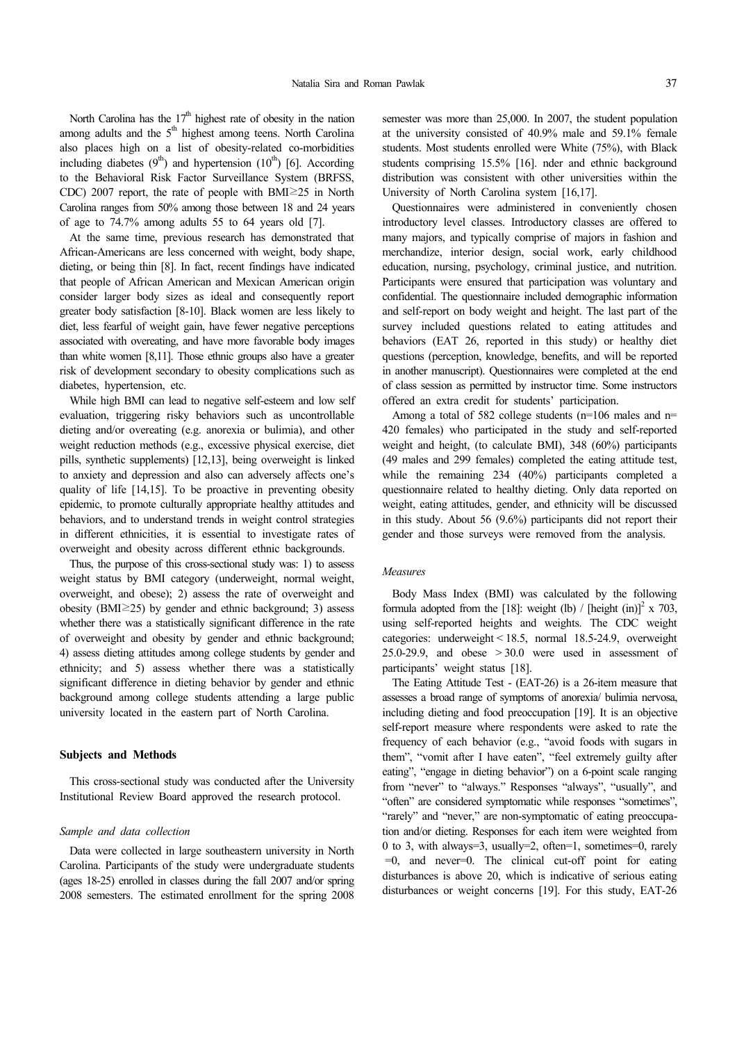North Carolina has the $17^{th}$ highest rate of obesity in the nation among adults and the $5^{th}$ highest among teens. North Carolina also places high on a list of obesity-related co-morbidities including diabetes ($9^{th}$) and hypertension ($10^{th}$) [6]. According to the Behavioral Risk Factor Surveillance System (BRFSS, CDC) 2007 report, the rate of people with BMI≥25 in North Carolina ranges from 50% among those between 18 and 24 years of age to 74.7% among adults 55 to 64 years old [7].

At the same time, previous research has demonstrated that African-Americans are less concerned with weight, body shape, dieting, or being thin [8]. In fact, recent findings have indicated that people of African American and Mexican American origin consider larger body sizes as ideal and consequently report greater body satisfaction [8-10]. Black women are less likely to diet, less fearful of weight gain, have fewer negative perceptions associated with overeating, and have more favorable body images than white women [8,11]. Those ethnic groups also have a greater risk of development secondary to obesity complications such as diabetes, hypertension, etc.

While high BMI can lead to negative self-esteem and low self evaluation, triggering risky behaviors such as uncontrollable dieting and/or overeating (e.g. anorexia or bulimia), and other weight reduction methods (e.g., excessive physical exercise, diet pills, synthetic supplements) [12,13], being overweight is linked to anxiety and depression and also can adversely affects one's quality of life [14,15]. To be proactive in preventing obesity epidemic, to promote culturally appropriate healthy attitudes and behaviors, and to understand trends in weight control strategies in different ethnicities, it is essential to investigate rates of overweight and obesity across different ethnic backgrounds.

Thus, the purpose of this cross-sectional study was: 1) to assess weight status by BMI category (underweight, normal weight, overweight, and obese); 2) assess the rate of overweight and obesity (BMI≥25) by gender and ethnic background; 3) assess whether there was a statistically significant difference in the rate of overweight and obesity by gender and ethnic background; 4) assess dieting attitudes among college students by gender and ethnicity; and 5) assess whether there was a statistically significant difference in dieting behavior by gender and ethnic background among college students attending a large public university located in the eastern part of North Carolina.

## Subjects and Methods

This cross-sectional study was conducted after the University Institutional Review Board approved the research protocol.

### *Sample and data collection*

Data were collected in large southeastern university in North Carolina. Participants of the study were undergraduate students (ages 18-25) enrolled in classes during the fall 2007 and/or spring 2008 semesters. The estimated enrollment for the spring 2008 semester was more than 25,000. In 2007, the student population at the university consisted of 40.9% male and 59.1% female students. Most students enrolled were White (75%), with Black students comprising 15.5% [16]. nder and ethnic background distribution was consistent with other universities within the University of North Carolina system [16,17].

Questionnaires were administered in conveniently chosen introductory level classes. Introductory classes are offered to many majors, and typically comprise of majors in fashion and merchandize, interior design, social work, early childhood education, nursing, psychology, criminal justice, and nutrition. Participants were ensured that participation was voluntary and confidential. The questionnaire included demographic information and self-report on body weight and height. The last part of the survey included questions related to eating attitudes and behaviors (EAT 26, reported in this study) or healthy diet questions (perception, knowledge, benefits, and will be reported in another manuscript). Questionnaires were completed at the end of class session as permitted by instructor time. Some instructors offered an extra credit for students' participation.

Among a total of 582 college students (n=106 males and n=420 females) who participated in the study and self-reported weight and height, (to calculate BMI), 348 (60%) participants (49 males and 299 females) completed the eating attitude test, while the remaining 234 (40%) participants completed a questionnaire related to healthy dieting. Only data reported on weight, eating attitudes, gender, and ethnicity will be discussed in this study. About 56 (9.6%) participants did not report their gender and those surveys were removed from the analysis.

### *Measures*

Body Mass Index (BMI) was calculated by the following formula adopted from the [18]: weight (lb) / [height (in)]$^2$ x 703, using self-reported heights and weights. The CDC weight categories: underweight < 18.5, normal 18.5-24.9, overweight 25.0-29.9, and obese > 30.0 were used in assessment of participants' weight status [18].

The Eating Attitude Test - (EAT-26) is a 26-item measure that assesses a broad range of symptoms of anorexia/ bulimia nervosa, including dieting and food preoccupation [19]. It is an objective self-report measure where respondents were asked to rate the frequency of each behavior (e.g., "avoid foods with sugars in them", "vomit after I have eaten", "feel extremely guilty after eating", "engage in dieting behavior") on a 6-point scale ranging from "never" to "always." Responses "always", "usually", and "often" are considered symptomatic while responses "sometimes", "rarely" and "never," are non-symptomatic of eating preoccupation and/or dieting. Responses for each item were weighted from 0 to 3, with always=3, usually=2, often=1, sometimes=0, rarely =0, and never=0. The clinical cut-off point for eating disturbances is above 20, which is indicative of serious eating disturbances or weight concerns [19]. For this study, EAT-26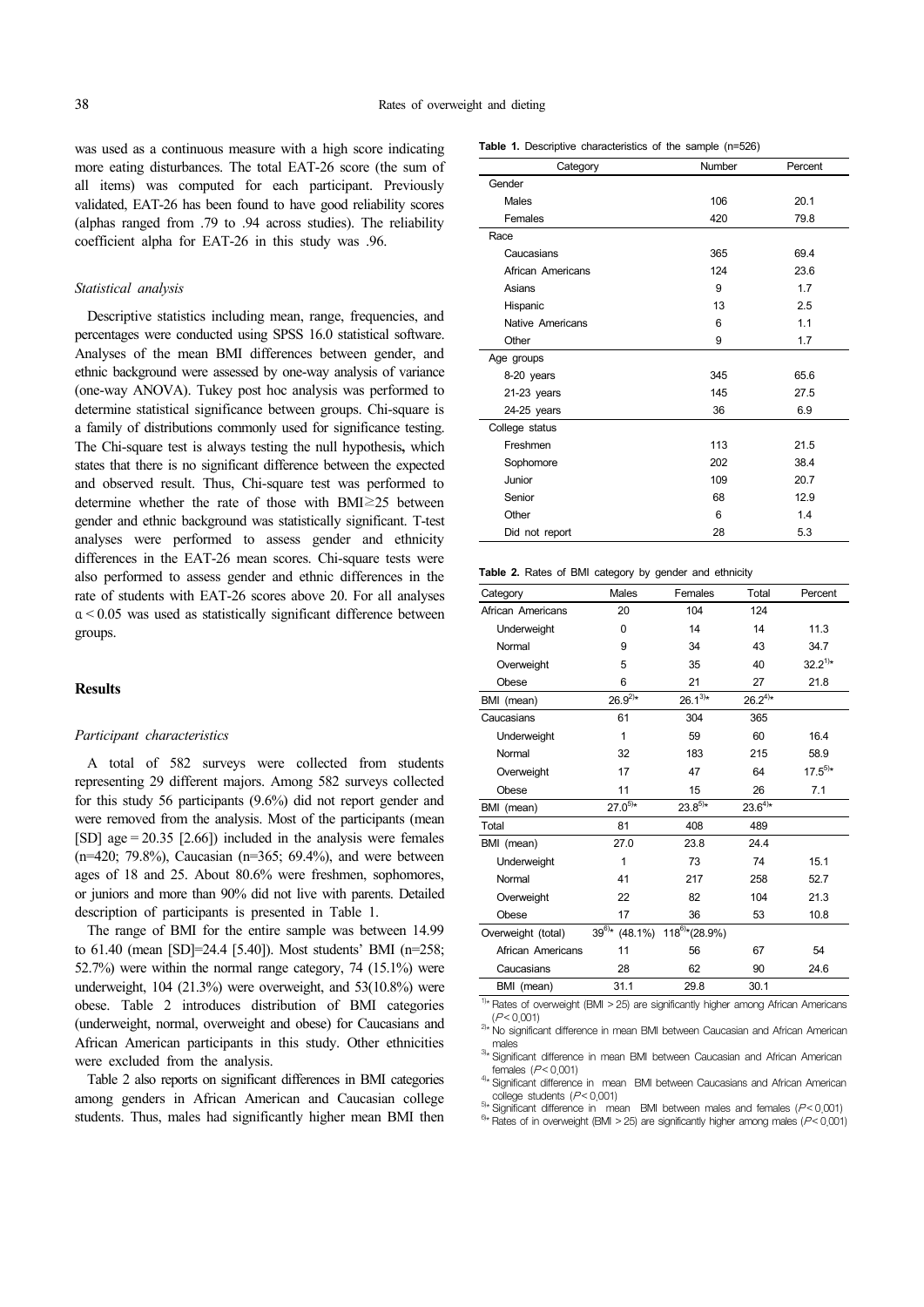was used as a continuous measure with a high score indicating more eating disturbances. The total EAT-26 score (the sum of all items) was computed for each participant. Previously validated, EAT-26 has been found to have good reliability scores (alphas ranged from .79 to .94 across studies). The reliability coefficient alpha for EAT-26 in this study was .96.

*Statistical analysis*

Descriptive statistics including mean, range, frequencies, and percentages were conducted using SPSS 16.0 statistical software. Analyses of the mean BMI differences between gender, and ethnic background were assessed by one-way analysis of variance (one-way ANOVA). Tukey post hoc analysis was performed to determine statistical significance between groups. Chi-square is a family of distributions commonly used for significance testing. The Chi-square test is always testing the null hypothesis**,** which states that there is no significant difference between the expected and observed result. Thus, Chi-square test was performed to determine whether the rate of those with BMI≥25 between gender and ethnic background was statistically significant. T-test analyses were performed to assess gender and ethnicity differences in the EAT-26 mean scores. Chi-square tests were also performed to assess gender and ethnic differences in the rate of students with EAT-26 scores above 20. For all analyses $\alpha < 0.05$ was used as statistically significant difference between groups.

## Results

*Participant characteristics*

A total of 582 surveys were collected from students representing 29 different majors. Among 582 surveys collected for this study 56 participants (9.6%) did not report gender and were removed from the analysis. Most of the participants (mean [SD] age = 20.35 [2.66]) included in the analysis were females (n=420; 79.8%), Caucasian (n=365; 69.4%), and were between ages of 18 and 25. About 80.6% were freshmen, sophomores, or juniors and more than 90% did not live with parents. Detailed description of participants is presented in Table 1.

The range of BMI for the entire sample was between 14.99 to 61.40 (mean [SD]=24.4 [5.40]). Most students' BMI (n=258; 52.7%) were within the normal range category, 74 (15.1%) were underweight, 104 (21.3%) were overweight, and 53(10.8%) were obese. Table 2 introduces distribution of BMI categories (underweight, normal, overweight and obese) for Caucasians and African American participants in this study. Other ethnicities were excluded from the analysis.

Table 2 also reports on significant differences in BMI categories among genders in African American and Caucasian college students. Thus, males had significantly higher mean BMI then

**Table 1.** Descriptive characteristics of the sample (n=526)

| Category | Number | Percent |
|---|---|---|
| Gender | | |
| Males | 106 | 20.1 |
| Females | 420 | 79.8 |
| Race | | |
| Caucasians | 365 | 69.4 |
| African Americans | 124 | 23.6 |
| Asians | 9 | 1.7 |
| Hispanic | 13 | 2.5 |
| Native Americans | 6 | 1.1 |
| Other | 9 | 1.7 |
| Age groups | | |
| 8-20 years | 345 | 65.6 |
| 21-23 years | 145 | 27.5 |
| 24-25 years | 36 | 6.9 |
| College status | | |
| Freshmen | 113 | 21.5 |
| Sophomore | 202 | 38.4 |
| Junior | 109 | 20.7 |
| Senior | 68 | 12.9 |
| Other | 6 | 1.4 |
| Did not report | 28 | 5.3 |

**Table 2.** Rates of BMI category by gender and ethnicity

| Category | Males | Females | Total | Percent |
|---|---|---|---|---|
| African Americans | 20 | 104 | 124 | |
| Underweight | 0 | 14 | 14 | 11.3 |
| Normal | 9 | 34 | 43 | 34.7 |
| Overweight | 5 | 35 | 40 | 32.2[1)*] |
| Obese | 6 | 21 | 27 | 21.8 |
| BMI (mean) | 26.9[2)*] | 26.1[3)*] | 26.2[4)*] | |
| Caucasians | 61 | 304 | 365 | |
| Underweight | 1 | 59 | 60 | 16.4 |
| Normal | 32 | 183 | 215 | 58.9 |
| Overweight | 17 | 47 | 64 | 17.5[5)*] |
| Obese | 11 | 15 | 26 | 7.1 |
| BMI (mean) | 27.0[5)*] | 23.8[5)*] | 23.6[4)*] | |
| Total | 81 | 408 | 489 | |
| BMI (mean) | 27.0 | 23.8 | 24.4 | |
| Underweight | 1 | 73 | 74 | 15.1 |
| Normal | 41 | 217 | 258 | 52.7 |
| Overweight | 22 | 82 | 104 | 21.3 |
| Obese | 17 | 36 | 53 | 10.8 |
| Overweight (total) | 39[6)*] (48.1%) | 118[6)*](28.9%) | | |
| African Americans | 11 | 56 | 67 | 54 |
| Caucasians | 28 | 62 | 90 | 24.6 |
| BMI (mean) | 31.1 | 29.8 | 30.1 | |

[1)*] Rates of overweight (BMI > 25) are significantly higher among African Americans ($P < 0.001$)
[2)*] No significant difference in mean BMI between Caucasian and African American males
[3)*] Significant difference in mean BMI between Caucasian and African American females ($P < 0.001$)
[4)*] Significant difference in mean BMI between Caucasians and African American college students ($P < 0.001$)
[5)*] Significant difference in mean BMI between males and females ($P < 0.001$)
[6)*] Rates of in overweight (BMI > 25) are significantly higher among males ($P < 0.001$)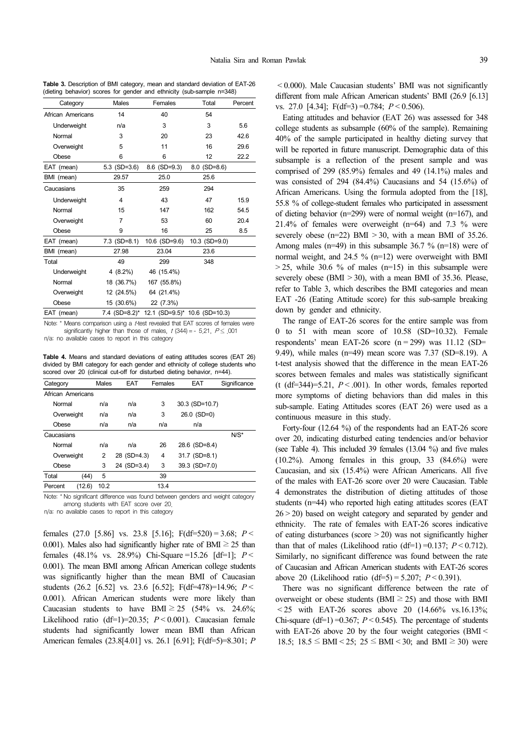**Table 3.** Description of BMI category, mean and standard deviation of EAT-26 (dieting behavior) scores for gender and ethnicity (sub-sample n=348)

| Category | Males | Females | Total | Percent |
|---|---|---|---|---|
| African Americans | 14 | 40 | 54 | |
| Underweight | n/a | 3 | 3 | 5.6 |
| Normal | 3 | 20 | 23 | 42.6 |
| Overweight | 5 | 11 | 16 | 29.6 |
| Obese | 6 | 6 | 12 | 22.2 |
| EAT (mean) | 5.3 (SD=3.6) | 8.6 (SD=9.3) | 8.0 (SD=8.6) | |
| BMI (mean) | 29.57 | 25.0 | 25.6 | |
| Caucasians | 35 | 259 | 294 | |
| Underweight | 4 | 43 | 47 | 15.9 |
| Normal | 15 | 147 | 162 | 54.5 |
| Overweight | 7 | 53 | 60 | 20.4 |
| Obese | 9 | 16 | 25 | 8.5 |
| EAT (mean) | 7.3 (SD=8.1) | 10.6 (SD=9.6) | 10.3 (SD=9.0) | |
| BMI (mean) | 27.98 | 23.04 | 23.6 | |
| Total | 49 | 299 | 348 | |
| Underweight | 4 (8.2%) | 46 (15.4%) | | |
| Normal | 18 (36.7%) | 167 (55.8%) | | |
| Overweight | 12 (24.5%) | 64 (21.4%) | | |
| Obese | 15 (30.6%) | 22 (7.3%) | | |
| EAT (mean) | 7.4 (SD=8.2)* | 12.1 (SD=9.5)* | 10.6 (SD=10.3) | |

Note: * Means comparison using a *t*-test revealed that EAT scores of females were significantly higher than those of males, $t$ (344) = - 5.21, $P \leq .001$

n/a: no available cases to report in this category

**Table 4.** Means and standard deviations of eating attitudes scores (EAT 26) divided by BMI category for each gender and ethnicity of college students who scored over 20 (clinical cut-off for disturbed dieting behavior, n=44).

| Category | | Males | EAT | Females | EAT | Significance |
|---|---|---|---|---|---|---|
| African Americans | | | | | | |
| Normal | | n/a | n/a | 3 | 30.3 (SD=10.7) | |
| Overweight | | n/a | n/a | 3 | 26.0 (SD=0) | |
| Obese | | n/a | n/a | n/a | n/a | |
| Caucasians | | | | | | N/S* |
| Normal | | n/a | n/a | 26 | 28.6 (SD=8.4) | |
| Overweight | | 2 | 28 (SD=4.3) | 4 | 31.7 (SD=8.1) | |
| Obese | | 3 | 24 (SD=3.4) | 3 | 39.3 (SD=7.0) | |
| Total | (44) | 5 | | 39 | | |
| Percent | (12.6) | 10.2 | | 13.4 | | |

Note: * No significant difference was found between genders and weight category among students with EAT score over 20.

n/a: no available cases to report in this category

females (27.0 [5.86] vs. 23.8 [5.16]; F(df=520) = 3.68; $P < 0.001$). Males also had significantly higher rate of BMI ≥ 25 than females (48.1% vs. 28.9%) Chi-Square =15.26 [df=1]; $P < 0.001$). The mean BMI among African American college students was significantly higher than the mean BMI of Caucasian students (26.2 [6.52] vs. 23.6 [6.52]; F(df=478)=14.96; $P < 0.001$). African American students were more likely than Caucasian students to have BMI ≥ 25 (54% vs. 24.6%; Likelihood ratio (df=1)=20.35; $P < 0.001$). Caucasian female students had significantly lower mean BMI than African American females (23.8[4.01] vs. 26.1 [6.91]; F(df=5)=8.301; $P < 0.000$). Male Caucasian students' BMI was not significantly different from male African American students' BMI (26.9 [6.13] vs. 27.0 [4.34]; F(df=3) =0.784; $P < 0.506$).

Eating attitudes and behavior (EAT 26) was assessed for 348 college students as subsample (60% of the sample). Remaining 40% of the sample participated in healthy dieting survey that will be reported in future manuscript. Demographic data of this subsample is a reflection of the present sample and was comprised of 299 (85.9%) females and 49 (14.1%) males and was consisted of 294 (84.4%) Caucasians and 54 (15.6%) of African Americans. Using the formula adopted from the [18], 55.8 % of college-student females who participated in assessment of dieting behavior (n=299) were of normal weight (n=167), and 21.4% of females were overweight (n=64) and 7.3 % were severely obese (n=22) BMI > 30, with a mean BMI of 35.26. Among males (n=49) in this subsample 36.7 % (n=18) were of normal weight, and 24.5 % (n=12) were overweight with BMI > 25, while 30.6 % of males (n=15) in this subsample were severely obese (BMI > 30), with a mean BMI of 35.36. Please, refer to Table 3, which describes the BMI categories and mean EAT -26 (Eating Attitude score) for this sub-sample breaking down by gender and ethnicity.

The range of EAT-26 scores for the entire sample was from 0 to 51 with mean score of 10.58 (SD=10.32). Female respondents' mean EAT-26 score (n = 299) was 11.12 (SD= 9.49), while males (n=49) mean score was 7.37 (SD=8.19). A t-test analysis showed that the difference in the mean EAT-26 scores between females and males was statistically significant (t (df=344)=5.21, $P < .001$). In other words, females reported more symptoms of dieting behaviors than did males in this sub-sample. Eating Attitudes scores (EAT 26) were used as a continuous measure in this study.

Forty-four (12.64 %) of the respondents had an EAT-26 score over 20, indicating disturbed eating tendencies and/or behavior (see Table 4). This included 39 females (13.04 %) and five males (10.2%). Among females in this group, 33 (84.6%) were Caucasian, and six (15.4%) were African Americans. All five of the males with EAT-26 score over 20 were Caucasian. Table 4 demonstrates the distribution of dieting attitudes of those students (n=44) who reported high eating attitudes scores (EAT 26 > 20) based on weight category and separated by gender and ethnicity. The rate of females with EAT-26 scores indicative of eating disturbances (score > 20) was not significantly higher than that of males (Likelihood ratio (df=1) =0.137; $P < 0.712$). Similarly, no significant difference was found between the rate of Caucasian and African American students with EAT-26 scores above 20 (Likelihood ratio (df=5) = 5.207; $P < 0.391$).

There was no significant difference between the rate of overweight or obese students (BMI ≥ 25) and those with BMI < 25 with EAT-26 scores above 20 (14.66% vs.16.13%; Chi-square (df=1) =0.367; $P < 0.545$). The percentage of students with EAT-26 above 20 by the four weight categories (BMI < 18.5; 18.5 ≤ BMI < 25; 25 ≤ BMI < 30; and BMI ≥ 30) were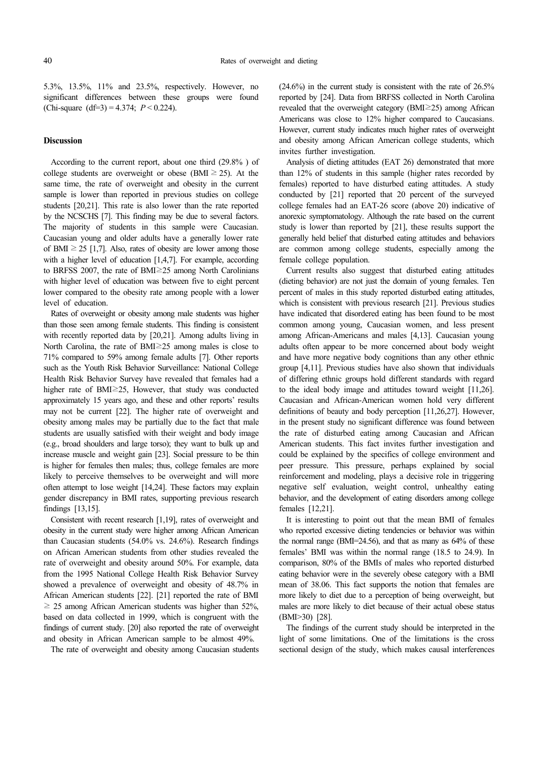5.3%, 13.5%, 11% and 23.5%, respectively. However, no significant differences between these groups were found (Chi-square (df=3) = 4.374; $P < 0.224$).

## Discussion

According to the current report, about one third (29.8% ) of college students are overweight or obese (BMI ≥ 25). At the same time, the rate of overweight and obesity in the current sample is lower than reported in previous studies on college students [20,21]. This rate is also lower than the rate reported by the NCSCHS [7]. This finding may be due to several factors. The majority of students in this sample were Caucasian. Caucasian young and older adults have a generally lower rate of BMI ≥ 25 [1,7]. Also, rates of obesity are lower among those with a higher level of education [1,4,7]. For example, according to BRFSS 2007, the rate of BMI≥25 among North Carolinians with higher level of education was between five to eight percent lower compared to the obesity rate among people with a lower level of education.

Rates of overweight or obesity among male students was higher than those seen among female students. This finding is consistent with recently reported data by [20,21]. Among adults living in North Carolina, the rate of BMI≥25 among males is close to 71% compared to 59% among female adults [7]. Other reports such as the Youth Risk Behavior Surveillance: National College Health Risk Behavior Survey have revealed that females had a higher rate of BMI≥25, However, that study was conducted approximately 15 years ago, and these and other reports' results may not be current [22]. The higher rate of overweight and obesity among males may be partially due to the fact that male students are usually satisfied with their weight and body image (e.g., broad shoulders and large torso); they want to bulk up and increase muscle and weight gain [23]. Social pressure to be thin is higher for females then males; thus, college females are more likely to perceive themselves to be overweight and will more often attempt to lose weight [14,24]. These factors may explain gender discrepancy in BMI rates, supporting previous research findings [13,15].

Consistent with recent research [1,19], rates of overweight and obesity in the current study were higher among African American than Caucasian students (54.0% vs. 24.6%). Research findings on African American students from other studies revealed the rate of overweight and obesity around 50%. For example, data from the 1995 National College Health Risk Behavior Survey showed a prevalence of overweight and obesity of 48.7% in African American students [22]. [21] reported the rate of BMI ≥ 25 among African American students was higher than 52%, based on data collected in 1999, which is congruent with the findings of current study. [20] also reported the rate of overweight and obesity in African American sample to be almost 49%.

The rate of overweight and obesity among Caucasian students (24.6%) in the current study is consistent with the rate of 26.5% reported by [24]. Data from BRFSS collected in North Carolina revealed that the overweight category (BMI≥25) among African Americans was close to 12% higher compared to Caucasians. However, current study indicates much higher rates of overweight and obesity among African American college students, which invites further investigation.

Analysis of dieting attitudes (EAT 26) demonstrated that more than 12% of students in this sample (higher rates recorded by females) reported to have disturbed eating attitudes. A study conducted by [21] reported that 20 percent of the surveyed college females had an EAT-26 score (above 20) indicative of anorexic symptomatology. Although the rate based on the current study is lower than reported by [21], these results support the generally held belief that disturbed eating attitudes and behaviors are common among college students, especially among the female college population.

Current results also suggest that disturbed eating attitudes (dieting behavior) are not just the domain of young females. Ten percent of males in this study reported disturbed eating attitudes, which is consistent with previous research [21]. Previous studies have indicated that disordered eating has been found to be most common among young, Caucasian women, and less present among African-Americans and males [4,13]. Caucasian young adults often appear to be more concerned about body weight and have more negative body cognitions than any other ethnic group [4,11]. Previous studies have also shown that individuals of differing ethnic groups hold different standards with regard to the ideal body image and attitudes toward weight [11,26]. Caucasian and African-American women hold very different definitions of beauty and body perception [11,26,27]. However, in the present study no significant difference was found between the rate of disturbed eating among Caucasian and African American students. This fact invites further investigation and could be explained by the specifics of college environment and peer pressure. This pressure, perhaps explained by social reinforcement and modeling, plays a decisive role in triggering negative self evaluation, weight control, unhealthy eating behavior, and the development of eating disorders among college females [12,21].

It is interesting to point out that the mean BMI of females who reported excessive dieting tendencies or behavior was within the normal range (BMI=24.56), and that as many as 64% of these females' BMI was within the normal range (18.5 to 24.9). In comparison, 80% of the BMIs of males who reported disturbed eating behavior were in the severely obese category with a BMI mean of 38.06. This fact supports the notion that females are more likely to diet due to a perception of being overweight, but males are more likely to diet because of their actual obese status (BMI>30) [28].

The findings of the current study should be interpreted in the light of some limitations. One of the limitations is the cross sectional design of the study, which makes causal interferences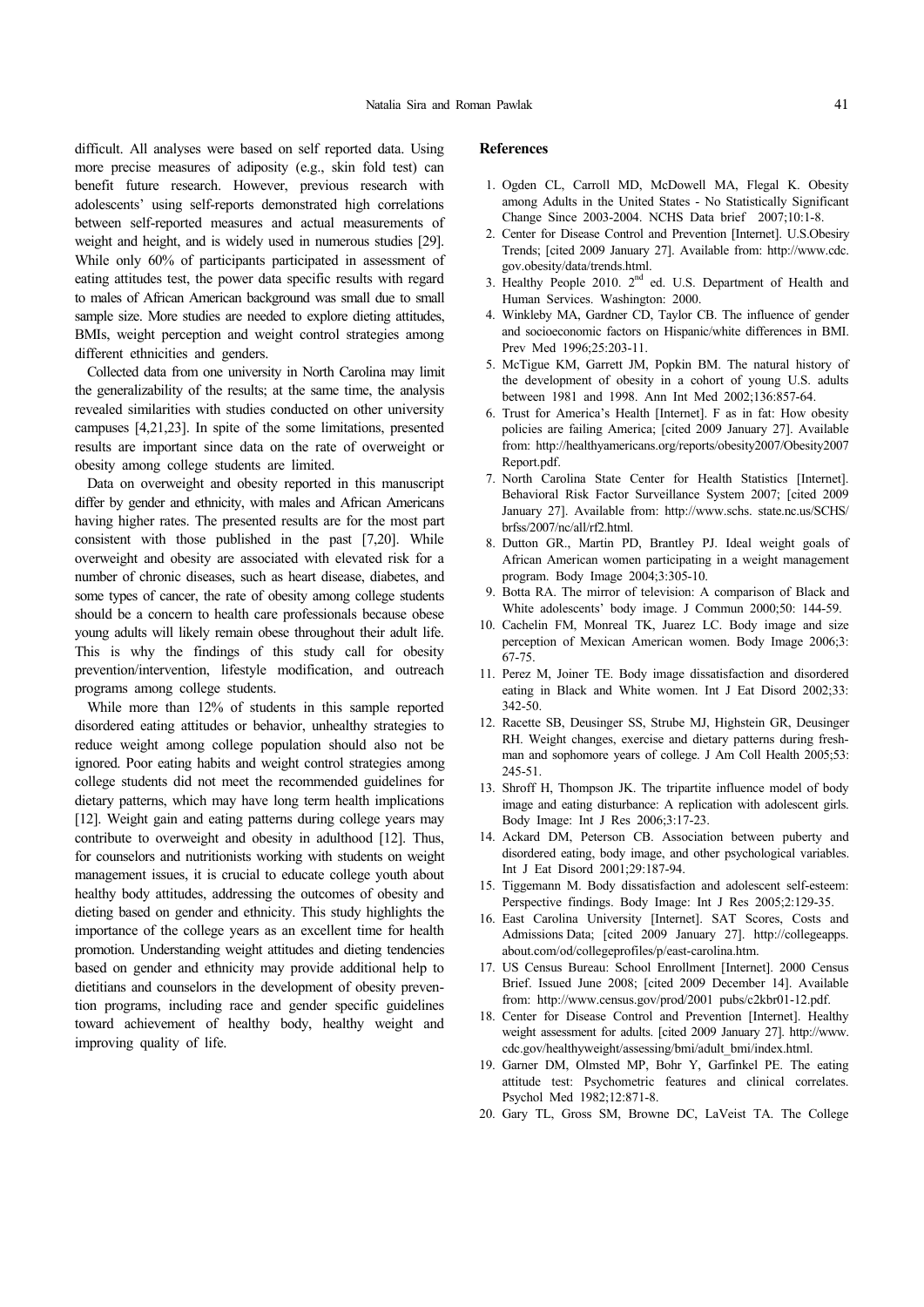difficult. All analyses were based on self reported data. Using more precise measures of adiposity (e.g., skin fold test) can benefit future research. However, previous research with adolescents' using self-reports demonstrated high correlations between self-reported measures and actual measurements of weight and height, and is widely used in numerous studies [29]. While only 60% of participants participated in assessment of eating attitudes test, the power data specific results with regard to males of African American background was small due to small sample size. More studies are needed to explore dieting attitudes, BMIs, weight perception and weight control strategies among different ethnicities and genders.

Collected data from one university in North Carolina may limit the generalizability of the results; at the same time, the analysis revealed similarities with studies conducted on other university campuses [4,21,23]. In spite of the some limitations, presented results are important since data on the rate of overweight or obesity among college students are limited.

Data on overweight and obesity reported in this manuscript differ by gender and ethnicity, with males and African Americans having higher rates. The presented results are for the most part consistent with those published in the past [7,20]. While overweight and obesity are associated with elevated risk for a number of chronic diseases, such as heart disease, diabetes, and some types of cancer, the rate of obesity among college students should be a concern to health care professionals because obese young adults will likely remain obese throughout their adult life. This is why the findings of this study call for obesity prevention/intervention, lifestyle modification, and outreach programs among college students.

While more than 12% of students in this sample reported disordered eating attitudes or behavior, unhealthy strategies to reduce weight among college population should also not be ignored. Poor eating habits and weight control strategies among college students did not meet the recommended guidelines for dietary patterns, which may have long term health implications [12]. Weight gain and eating patterns during college years may contribute to overweight and obesity in adulthood [12]. Thus, for counselors and nutritionists working with students on weight management issues, it is crucial to educate college youth about healthy body attitudes, addressing the outcomes of obesity and dieting based on gender and ethnicity. This study highlights the importance of the college years as an excellent time for health promotion. Understanding weight attitudes and dieting tendencies based on gender and ethnicity may provide additional help to dietitians and counselors in the development of obesity prevention programs, including race and gender specific guidelines toward achievement of healthy body, healthy weight and improving quality of life.

## References

1. Ogden CL, Carroll MD, McDowell MA, Flegal K. Obesity among Adults in the United States - No Statistically Significant Change Since 2003-2004. NCHS Data brief 2007;10:1-8.
2. Center for Disease Control and Prevention [Internet]. U.S.Obesiry Trends; [cited 2009 January 27]. Available from: http://www.cdc.gov.obesity/data/trends.html.
3. Healthy People 2010. 2nd ed. U.S. Department of Health and Human Services. Washington: 2000.
4. Winkleby MA, Gardner CD, Taylor CB. The influence of gender and socioeconomic factors on Hispanic/white differences in BMI. Prev Med 1996;25:203-11.
5. McTigue KM, Garrett JM, Popkin BM. The natural history of the development of obesity in a cohort of young U.S. adults between 1981 and 1998. Ann Int Med 2002;136:857-64.
6. Trust for America's Health [Internet]. F as in fat: How obesity policies are failing America; [cited 2009 January 27]. Available from: http://healthyamericans.org/reports/obesity2007/Obesity2007Report.pdf.
7. North Carolina State Center for Health Statistics [Internet]. Behavioral Risk Factor Surveillance System 2007; [cited 2009 January 27]. Available from: http://www.schs. state.nc.us/SCHS/brfss/2007/nc/all/rf2.html.
8. Dutton GR., Martin PD, Brantley PJ. Ideal weight goals of African American women participating in a weight management program. Body Image 2004;3:305-10.
9. Botta RA. The mirror of television: A comparison of Black and White adolescents' body image. J Commun 2000;50: 144-59.
10. Cachelin FM, Monreal TK, Juarez LC. Body image and size perception of Mexican American women. Body Image 2006;3: 67-75.
11. Perez M, Joiner TE. Body image dissatisfaction and disordered eating in Black and White women. Int J Eat Disord 2002;33: 342-50.
12. Racette SB, Deusinger SS, Strube MJ, Highstein GR, Deusinger RH. Weight changes, exercise and dietary patterns during freshman and sophomore years of college. J Am Coll Health 2005;53: 245-51.
13. Shroff H, Thompson JK. The tripartite influence model of body image and eating disturbance: A replication with adolescent girls. Body Image: Int J Res 2006;3:17-23.
14. Ackard DM, Peterson CB. Association between puberty and disordered eating, body image, and other psychological variables. Int J Eat Disord 2001;29:187-94.
15. Tiggemann M. Body dissatisfaction and adolescent self-esteem: Perspective findings. Body Image: Int J Res 2005;2:129-35.
16. East Carolina University [Internet]. SAT Scores, Costs and Admissions Data; [cited 2009 January 27]. http://collegeapps.about.com/od/collegeprofiles/p/east-carolina.htm.
17. US Census Bureau: School Enrollment [Internet]. 2000 Census Brief. Issued June 2008; [cited 2009 December 14]. Available from: http://www.census.gov/prod/2001 pubs/c2kbr01-12.pdf.
18. Center for Disease Control and Prevention [Internet]. Healthy weight assessment for adults. [cited 2009 January 27]. http://www.cdc.gov/healthyweight/assessing/bmi/adult_bmi/index.html.
19. Garner DM, Olmsted MP, Bohr Y, Garfinkel PE. The eating attitude test: Psychometric features and clinical correlates. Psychol Med 1982;12:871-8.
20. Gary TL, Gross SM, Browne DC, LaVeist TA. The College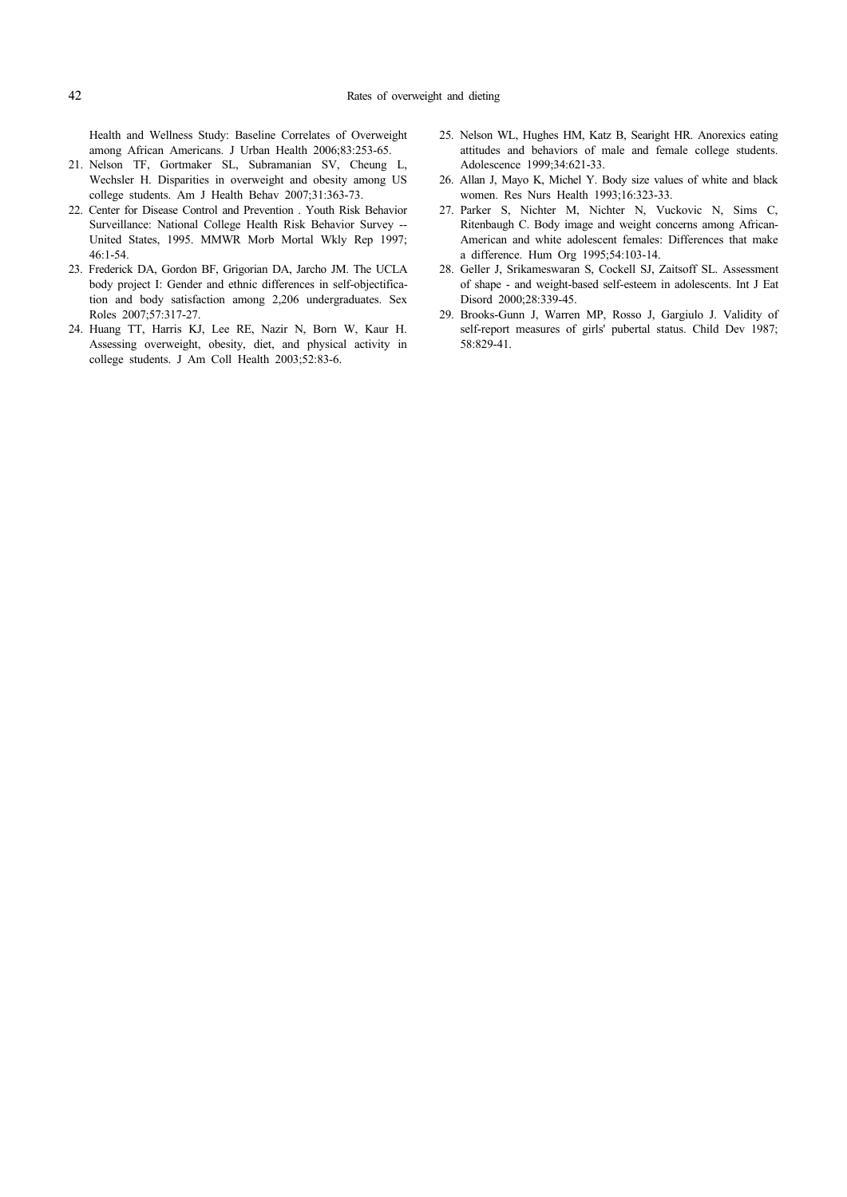Health and Wellness Study: Baseline Correlates of Overweight among African Americans. J Urban Health 2006;83:253-65.

21. Nelson TF, Gortmaker SL, Subramanian SV, Cheung L, Wechsler H. Disparities in overweight and obesity among US college students. Am J Health Behav 2007;31:363-73.
22. Center for Disease Control and Prevention . Youth Risk Behavior Surveillance: National College Health Risk Behavior Survey -- United States, 1995. MMWR Morb Mortal Wkly Rep 1997; 46:1-54.
23. Frederick DA, Gordon BF, Grigorian DA, Jarcho JM. The UCLA body project I: Gender and ethnic differences in self-objectification and body satisfaction among 2,206 undergraduates. Sex Roles 2007;57:317-27.
24. Huang TT, Harris KJ, Lee RE, Nazir N, Born W, Kaur H. Assessing overweight, obesity, diet, and physical activity in college students. J Am Coll Health 2003;52:83-6.
25. Nelson WL, Hughes HM, Katz B, Searight HR. Anorexics eating attitudes and behaviors of male and female college students. Adolescence 1999;34:621-33.
26. Allan J, Mayo K, Michel Y. Body size values of white and black women. Res Nurs Health 1993;16:323-33.
27. Parker S, Nichter M, Nichter N, Vuckovic N, Sims C, Ritenbaugh C. Body image and weight concerns among African-American and white adolescent females: Differences that make a difference. Hum Org 1995;54:103-14.
28. Geller J, Srikameswaran S, Cockell SJ, Zaitsoff SL. Assessment of shape - and weight-based self-esteem in adolescents. Int J Eat Disord 2000;28:339-45.
29. Brooks-Gunn J, Warren MP, Rosso J, Gargiulo J. Validity of self-report measures of girls' pubertal status. Child Dev 1987; 58:829-41.